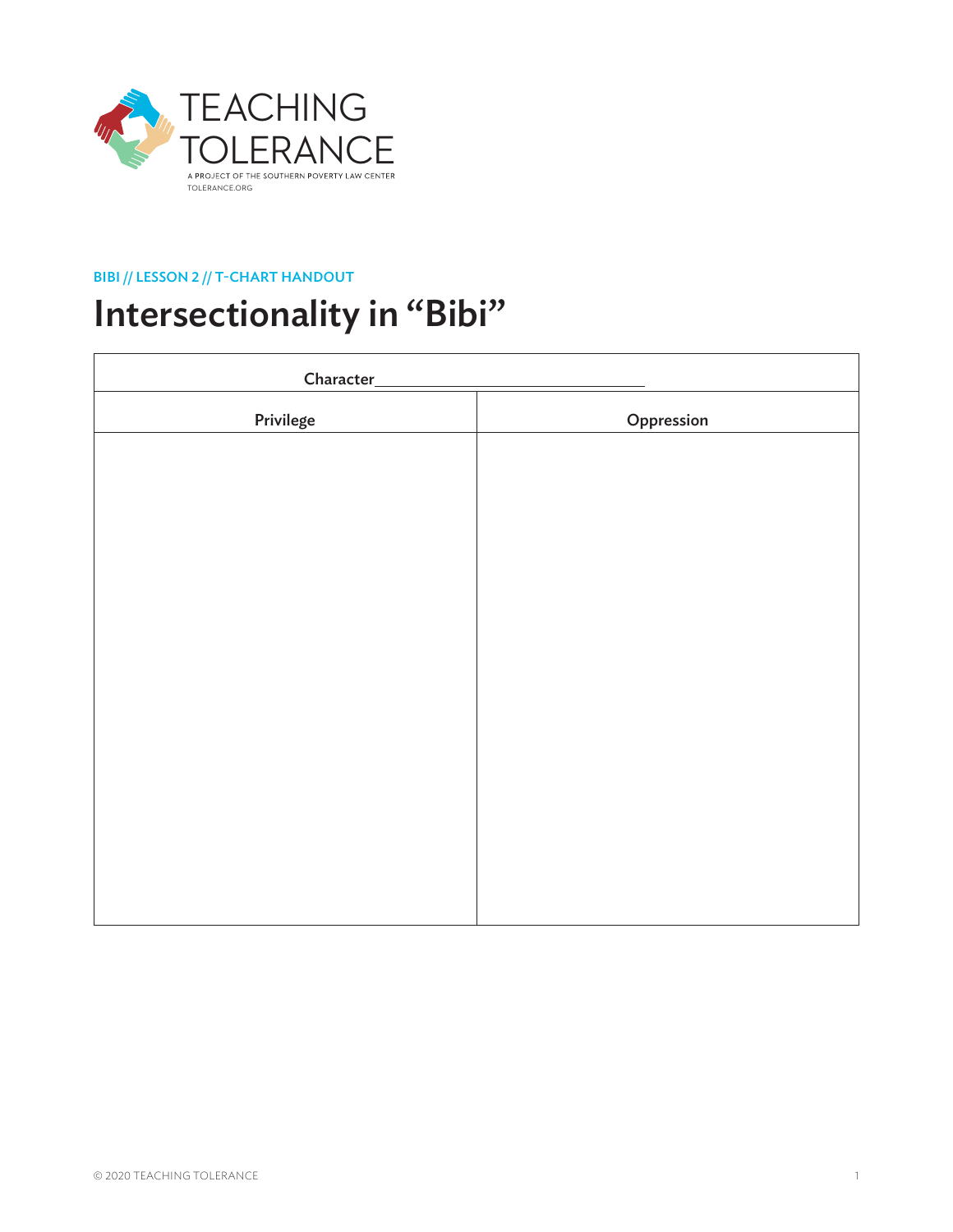TEACHING TOLERANCE

A PROJECT OF THE SOUTHERN POVERTY LAW CENTER

TOLERANCE.ORG

BIBI // LESSON 2 // T-CHART HANDOUT

# Intersectionality in "Bibi"

| Character___________________________ | |
| --- | --- |
| **Privilege** | **Oppression** |
| | |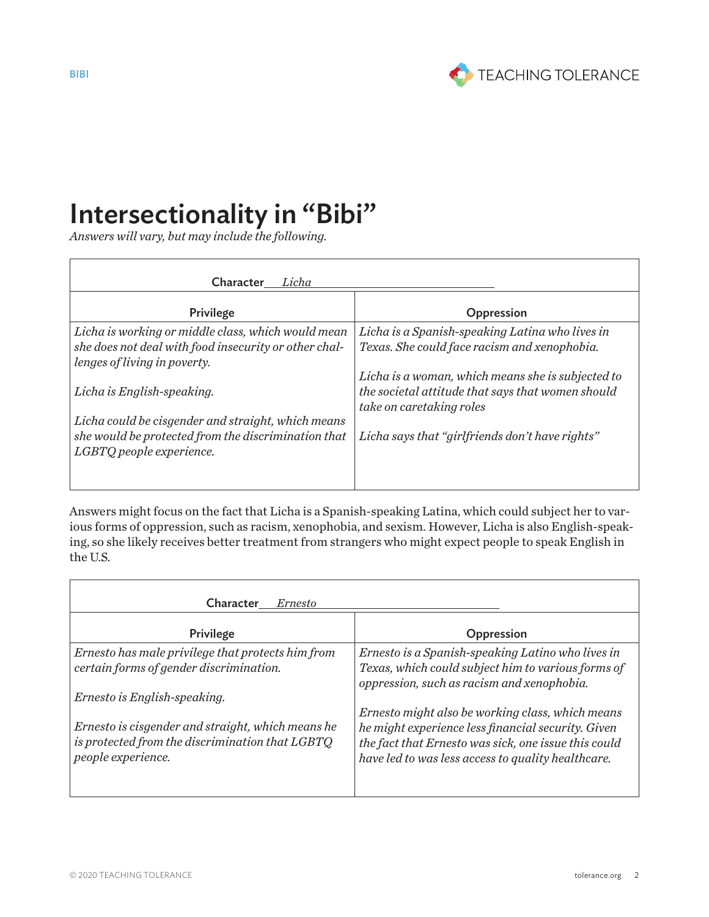# Intersectionality in "Bibi"

*Answers will vary, but may include the following.*

| Character *Licha* | |
|---|---|
| **Privilege** | **Oppression** |
| *Licha is working or middle class, which would mean she does not deal with food insecurity or other challenges of living in poverty.*<br><br>*Licha is English-speaking.*<br><br>*Licha could be cisgender and straight, which means she would be protected from the discrimination that LGBTQ people experience.* | *Licha is a Spanish-speaking Latina who lives in Texas. She could face racism and xenophobia.*<br><br>*Licha is a woman, which means she is subjected to the societal attitude that says that women should take on caretaking roles*<br><br>*Licha says that "girlfriends don't have rights"* |

Answers might focus on the fact that Licha is a Spanish-speaking Latina, which could subject her to various forms of oppression, such as racism, xenophobia, and sexism. However, Licha is also English-speaking, so she likely receives better treatment from strangers who might expect people to speak English in the U.S.

| Character *Ernesto* | |
|---|---|
| **Privilege** | **Oppression** |
| *Ernesto has male privilege that protects him from certain forms of gender discrimination.*<br><br>*Ernesto is English-speaking.*<br><br>*Ernesto is cisgender and straight, which means he is protected from the discrimination that LGBTQ people experience.* | *Ernesto is a Spanish-speaking Latino who lives in Texas, which could subject him to various forms of oppression, such as racism and xenophobia.*<br><br>*Ernesto might also be working class, which means he might experience less financial security. Given the fact that Ernesto was sick, one issue this could have led to was less access to quality healthcare.* |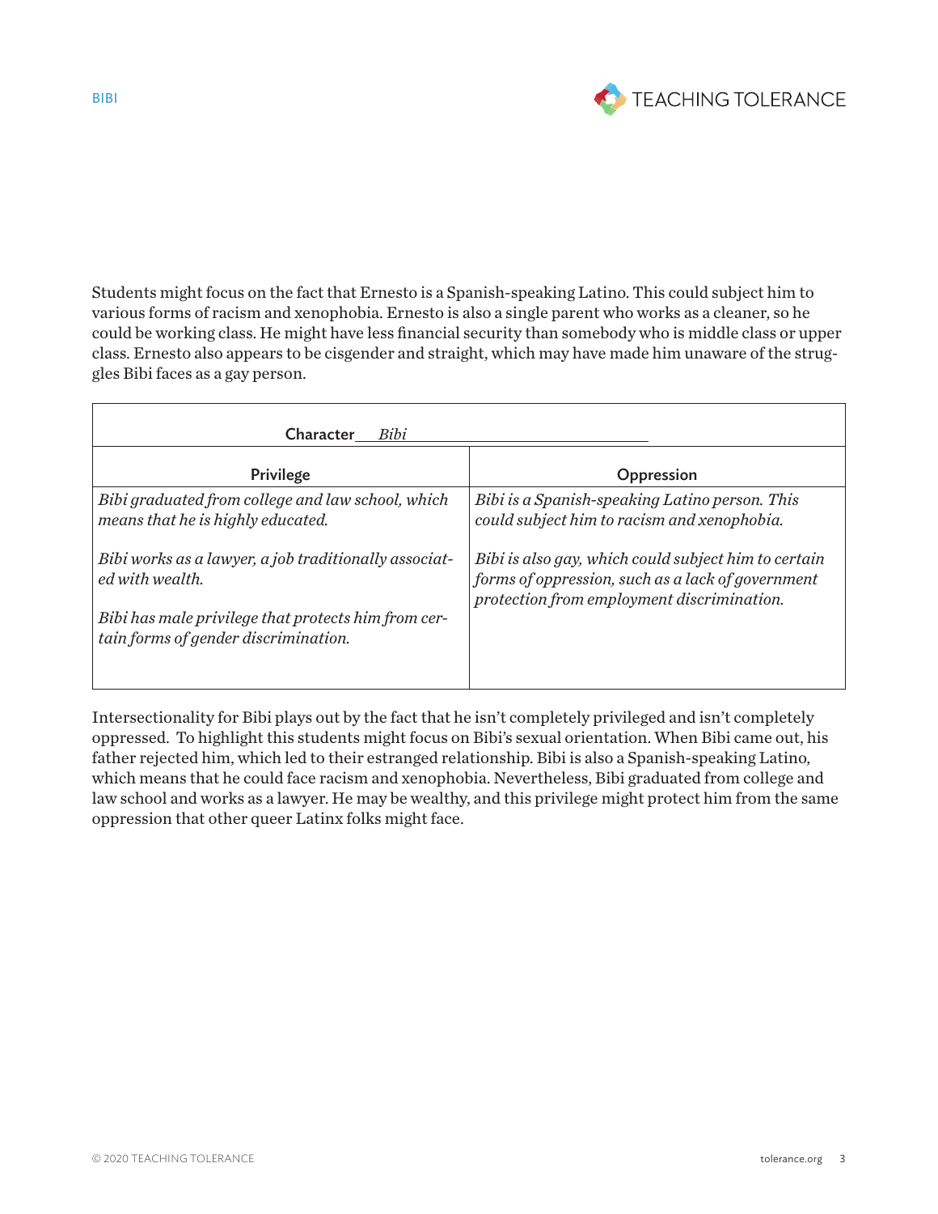Students might focus on the fact that Ernesto is a Spanish-speaking Latino. This could subject him to various forms of racism and xenophobia. Ernesto is also a single parent who works as a cleaner, so he could be working class. He might have less financial security than somebody who is middle class or upper class. Ernesto also appears to be cisgender and straight, which may have made him unaware of the struggles Bibi faces as a gay person.

| **Character** *Bibi* | |
|---|---|
| **Privilege** | **Oppression** |
| *Bibi graduated from college and law school, which means that he is highly educated.*<br><br>*Bibi works as a lawyer, a job traditionally associated with wealth.*<br><br>*Bibi has male privilege that protects him from certain forms of gender discrimination.* | *Bibi is a Spanish-speaking Latino person. This could subject him to racism and xenophobia.*<br><br>*Bibi is also gay, which could subject him to certain forms of oppression, such as a lack of government protection from employment discrimination.* |

Intersectionality for Bibi plays out by the fact that he isn't completely privileged and isn't completely oppressed. To highlight this students might focus on Bibi's sexual orientation. When Bibi came out, his father rejected him, which led to their estranged relationship. Bibi is also a Spanish-speaking Latino, which means that he could face racism and xenophobia. Nevertheless, Bibi graduated from college and law school and works as a lawyer. He may be wealthy, and this privilege might protect him from the same oppression that other queer Latinx folks might face.